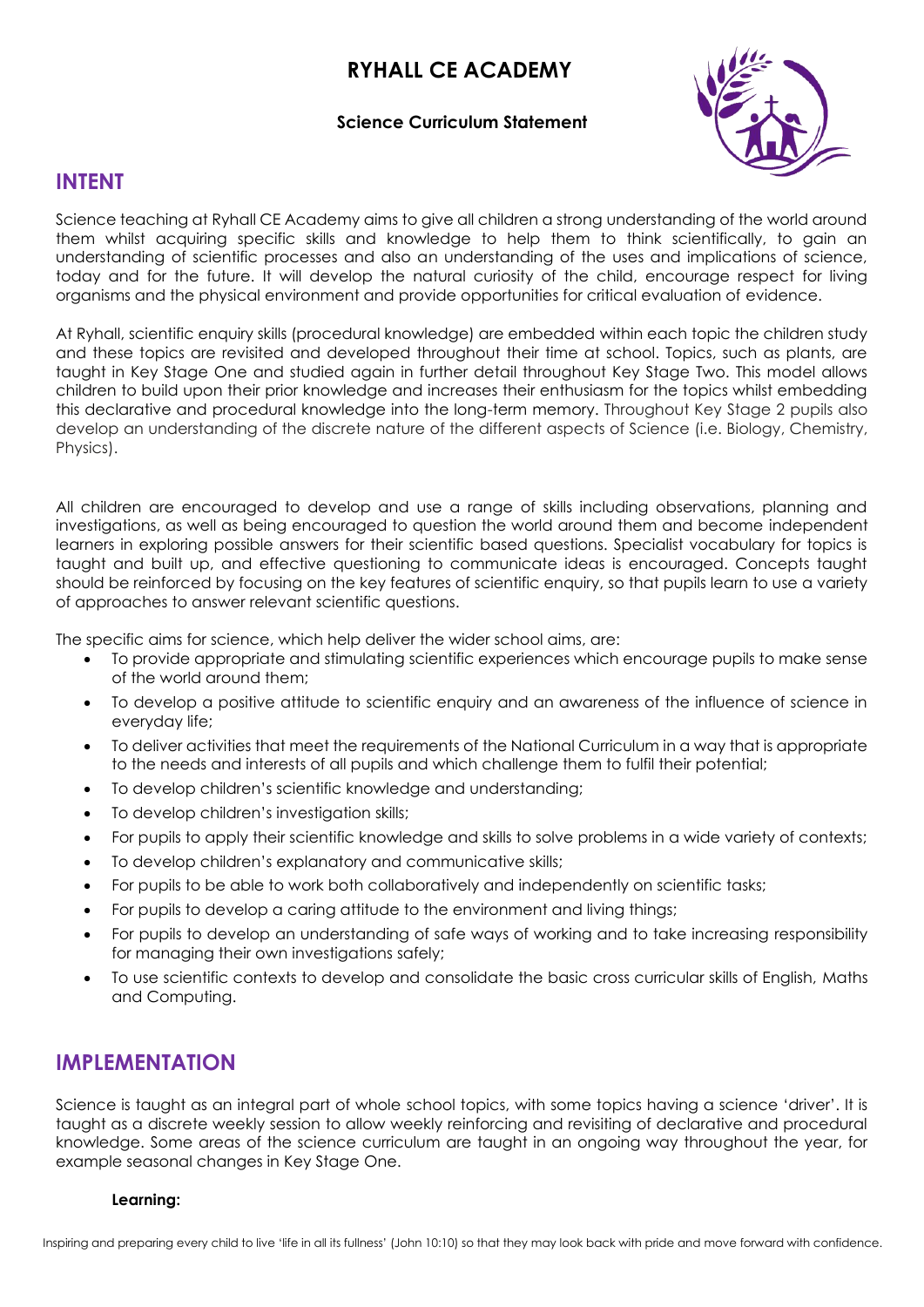# RYHALL CE ACADEMY

**Science Curriculum Statement**

## INTENT

Science teaching at Ryhall CE Academy aims to give all children a strong understanding of the world around them whilst acquiring specific skills and knowledge to help them to think scientifically, to gain an understanding of scientific processes and also an understanding of the uses and implications of science, today and for the future. It will develop the natural curiosity of the child, encourage respect for living organisms and the physical environment and provide opportunities for critical evaluation of evidence.

At Ryhall, scientific enquiry skills (procedural knowledge) are embedded within each topic the children study and these topics are revisited and developed throughout their time at school. Topics, such as plants, are taught in Key Stage One and studied again in further detail throughout Key Stage Two. This model allows children to build upon their prior knowledge and increases their enthusiasm for the topics whilst embedding this declarative and procedural knowledge into the long-term memory. Throughout Key Stage 2 pupils also develop an understanding of the discrete nature of the different aspects of Science (i.e. Biology, Chemistry, Physics).

All children are encouraged to develop and use a range of skills including observations, planning and investigations, as well as being encouraged to question the world around them and become independent learners in exploring possible answers for their scientific based questions. Specialist vocabulary for topics is taught and built up, and effective questioning to communicate ideas is encouraged. Concepts taught should be reinforced by focusing on the key features of scientific enquiry, so that pupils learn to use a variety of approaches to answer relevant scientific questions.

The specific aims for science, which help deliver the wider school aims, are:

- To provide appropriate and stimulating scientific experiences which encourage pupils to make sense of the world around them;
- To develop a positive attitude to scientific enquiry and an awareness of the influence of science in everyday life;
- To deliver activities that meet the requirements of the National Curriculum in a way that is appropriate to the needs and interests of all pupils and which challenge them to fulfil their potential;
- To develop children's scientific knowledge and understanding;
- To develop children's investigation skills;
- For pupils to apply their scientific knowledge and skills to solve problems in a wide variety of contexts;
- To develop children's explanatory and communicative skills;
- For pupils to be able to work both collaboratively and independently on scientific tasks;
- For pupils to develop a caring attitude to the environment and living things;
- For pupils to develop an understanding of safe ways of working and to take increasing responsibility for managing their own investigations safely;
- To use scientific contexts to develop and consolidate the basic cross curricular skills of English, Maths and Computing.

## IMPLEMENTATION

Science is taught as an integral part of whole school topics, with some topics having a science 'driver'. It is taught as a discrete weekly session to allow weekly reinforcing and revisiting of declarative and procedural knowledge. Some areas of the science curriculum are taught in an ongoing way throughout the year, for example seasonal changes in Key Stage One.

**Learning:**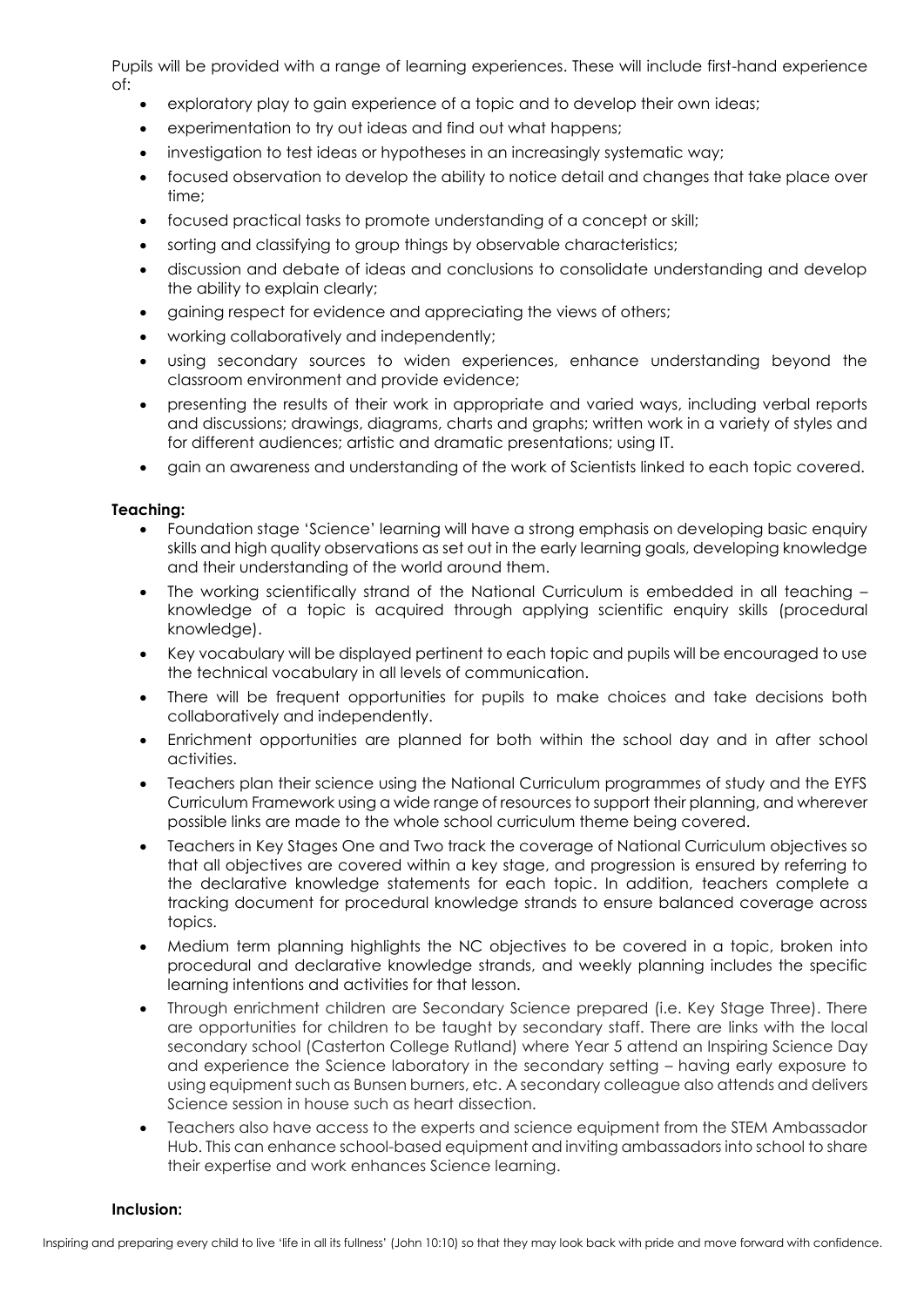Pupils will be provided with a range of learning experiences. These will include first-hand experience of:

- exploratory play to gain experience of a topic and to develop their own ideas;
- experimentation to try out ideas and find out what happens;
- investigation to test ideas or hypotheses in an increasingly systematic way;
- focused observation to develop the ability to notice detail and changes that take place over time;
- focused practical tasks to promote understanding of a concept or skill;
- sorting and classifying to group things by observable characteristics;
- discussion and debate of ideas and conclusions to consolidate understanding and develop the ability to explain clearly;
- gaining respect for evidence and appreciating the views of others;
- working collaboratively and independently;
- using secondary sources to widen experiences, enhance understanding beyond the classroom environment and provide evidence;
- presenting the results of their work in appropriate and varied ways, including verbal reports and discussions; drawings, diagrams, charts and graphs; written work in a variety of styles and for different audiences; artistic and dramatic presentations; using IT.
- gain an awareness and understanding of the work of Scientists linked to each topic covered.

**Teaching:**

- Foundation stage 'Science' learning will have a strong emphasis on developing basic enquiry skills and high quality observations as set out in the early learning goals, developing knowledge and their understanding of the world around them.
- The working scientifically strand of the National Curriculum is embedded in all teaching – knowledge of a topic is acquired through applying scientific enquiry skills (procedural knowledge).
- Key vocabulary will be displayed pertinent to each topic and pupils will be encouraged to use the technical vocabulary in all levels of communication.
- There will be frequent opportunities for pupils to make choices and take decisions both collaboratively and independently.
- Enrichment opportunities are planned for both within the school day and in after school activities.
- Teachers plan their science using the National Curriculum programmes of study and the EYFS Curriculum Framework using a wide range of resources to support their planning, and wherever possible links are made to the whole school curriculum theme being covered.
- Teachers in Key Stages One and Two track the coverage of National Curriculum objectives so that all objectives are covered within a key stage, and progression is ensured by referring to the declarative knowledge statements for each topic. In addition, teachers complete a tracking document for procedural knowledge strands to ensure balanced coverage across topics.
- Medium term planning highlights the NC objectives to be covered in a topic, broken into procedural and declarative knowledge strands, and weekly planning includes the specific learning intentions and activities for that lesson.
- Through enrichment children are Secondary Science prepared (i.e. Key Stage Three). There are opportunities for children to be taught by secondary staff. There are links with the local secondary school (Casterton College Rutland) where Year 5 attend an Inspiring Science Day and experience the Science laboratory in the secondary setting – having early exposure to using equipment such as Bunsen burners, etc. A secondary colleague also attends and delivers Science session in house such as heart dissection.
- Teachers also have access to the experts and science equipment from the STEM Ambassador Hub. This can enhance school-based equipment and inviting ambassadors into school to share their expertise and work enhances Science learning.

**Inclusion:**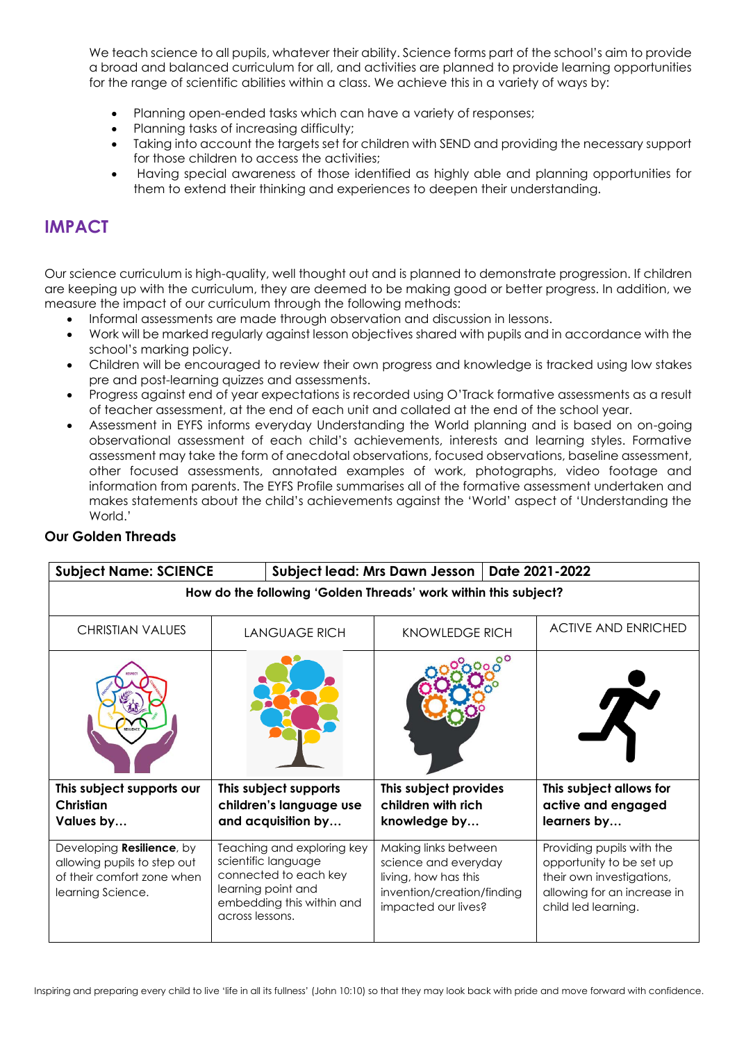We teach science to all pupils, whatever their ability. Science forms part of the school's aim to provide a broad and balanced curriculum for all, and activities are planned to provide learning opportunities for the range of scientific abilities within a class. We achieve this in a variety of ways by:

- Planning open-ended tasks which can have a variety of responses;
- Planning tasks of increasing difficulty;
- Taking into account the targets set for children with SEND and providing the necessary support for those children to access the activities;
- Having special awareness of those identified as highly able and planning opportunities for them to extend their thinking and experiences to deepen their understanding.

## IMPACT

Our science curriculum is high-quality, well thought out and is planned to demonstrate progression. If children are keeping up with the curriculum, they are deemed to be making good or better progress. In addition, we measure the impact of our curriculum through the following methods:

- Informal assessments are made through observation and discussion in lessons.
- Work will be marked regularly against lesson objectives shared with pupils and in accordance with the school's marking policy.
- Children will be encouraged to review their own progress and knowledge is tracked using low stakes pre and post-learning quizzes and assessments.
- Progress against end of year expectations is recorded using O'Track formative assessments as a result of teacher assessment, at the end of each unit and collated at the end of the school year.
- Assessment in EYFS informs everyday Understanding the World planning and is based on on-going observational assessment of each child's achievements, interests and learning styles. Formative assessment may take the form of anecdotal observations, focused observations, baseline assessment, other focused assessments, annotated examples of work, photographs, video footage and information from parents. The EYFS Profile summarises all of the formative assessment undertaken and makes statements about the child's achievements against the 'World' aspect of 'Understanding the World.'

### Our Golden Threads

| **Subject Name: SCIENCE** | **Subject lead: Mrs Dawn Jesson** | **Date 2021-2022** | |
|---|---|---|---|
| **How do the following 'Golden Threads' work within this subject?** | | | |
| CHRISTIAN VALUES | LANGUAGE RICH | KNOWLEDGE RICH | ACTIVE AND ENRICHED |
| **This subject supports our Christian Values by…** | **This subject supports children's language use and acquisition by…** | **This subject provides children with rich knowledge by…** | **This subject allows for active and engaged learners by…** |
| Developing **Resilience**, by allowing pupils to step out of their comfort zone when learning Science. | Teaching and exploring key scientific language connected to each key learning point and embedding this within and across lessons. | Making links between science and everyday living, how has this invention/creation/finding impacted our lives? | Providing pupils with the opportunity to be set up their own investigations, allowing for an increase in child led learning. |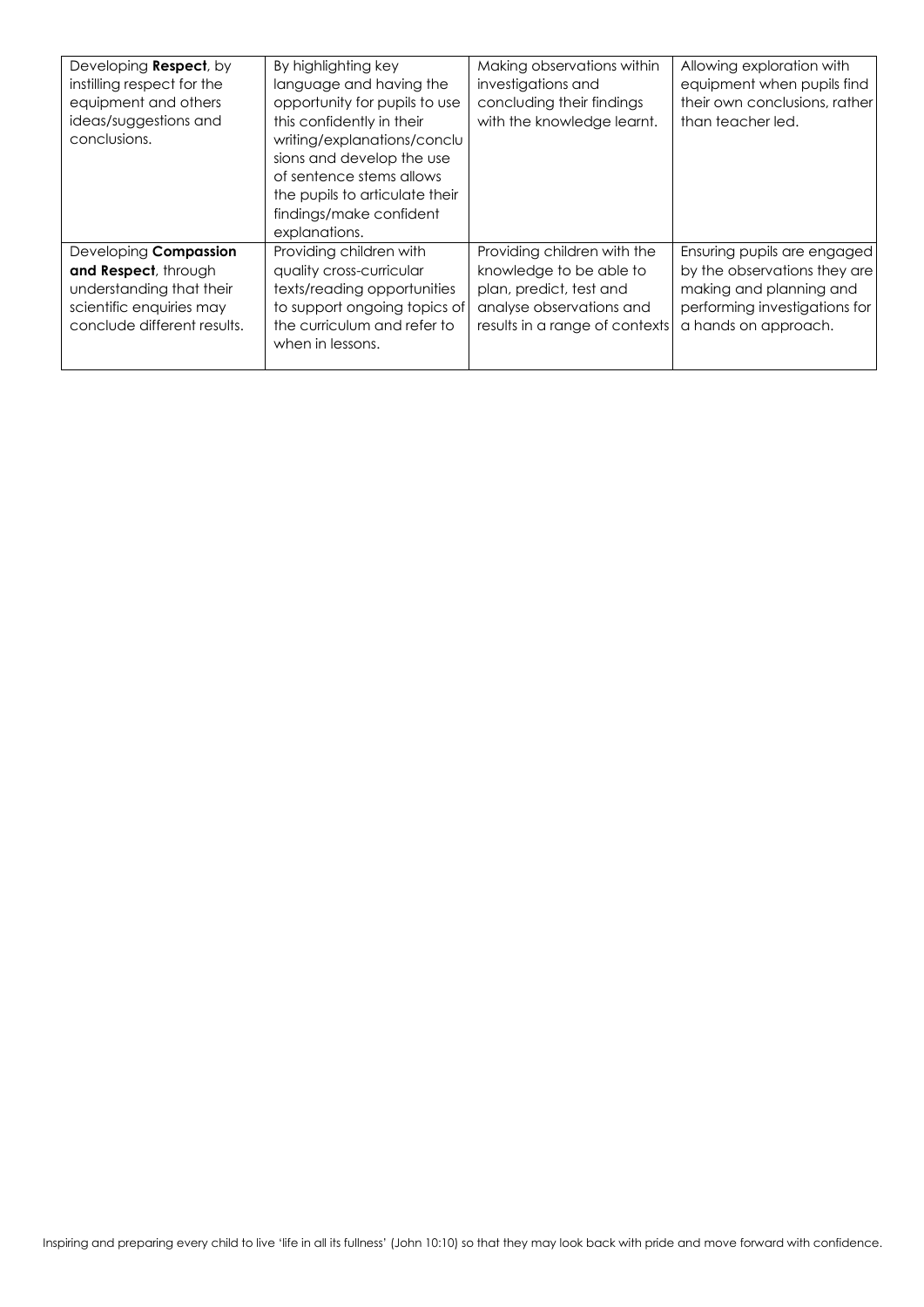| | | | |
|---|---|---|---|
| Developing **Respect**, by instilling respect for the equipment and others ideas/suggestions and conclusions. | By highlighting key language and having the opportunity for pupils to use this confidently in their writing/explanations/conclusions and develop the use of sentence stems allows the pupils to articulate their findings/make confident explanations. | Making observations within investigations and concluding their findings with the knowledge learnt. | Allowing exploration with equipment when pupils find their own conclusions, rather than teacher led. |
| Developing **Compassion and Respect**, through understanding that their scientific enquiries may conclude different results. | Providing children with quality cross-curricular texts/reading opportunities to support ongoing topics of the curriculum and refer to when in lessons. | Providing children with the knowledge to be able to plan, predict, test and analyse observations and results in a range of contexts | Ensuring pupils are engaged by the observations they are making and planning and performing investigations for a hands on approach. |